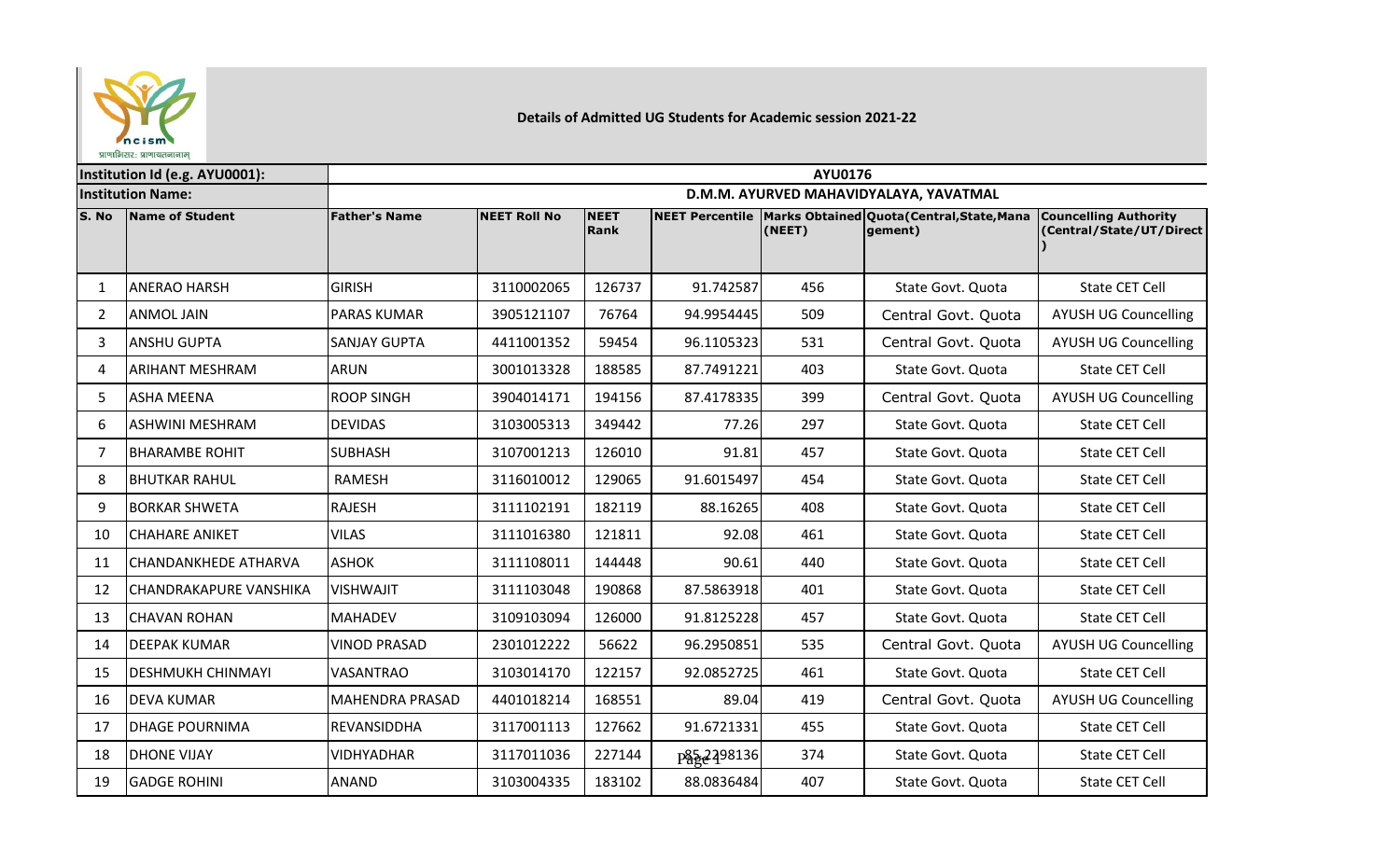**Details of Admitted UG Students for Academic session 2021-22**

| Institution Id (e.g. AYU0001): | | AYU0176 | | | | | | |
|---|---|---|---|---|---|---|---|---|
| **Institution Name:** | | D.M.M. AYURVED MAHAVIDYALAYA, YAVATMAL | | | | | | |
| **S. No** | **Name of Student** | **Father's Name** | **NEET Roll No** | **NEET Rank** | **NEET Percentile** | **Marks Obtained (NEET)** | **Quota(Central,State,Management)** | **Councelling Authority (Central/State/UT/Direct)** |
| 1 | ANERAO HARSH | GIRISH | 3110002065 | 126737 | 91.742587 | 456 | State Govt. Quota | State CET Cell |
| 2 | ANMOL JAIN | PARAS KUMAR | 3905121107 | 76764 | 94.9954445 | 509 | Central Govt. Quota | AYUSH UG Councelling |
| 3 | ANSHU GUPTA | SANJAY GUPTA | 4411001352 | 59454 | 96.1105323 | 531 | Central Govt. Quota | AYUSH UG Councelling |
| 4 | ARIHANT MESHRAM | ARUN | 3001013328 | 188585 | 87.7491221 | 403 | State Govt. Quota | State CET Cell |
| 5 | ASHA MEENA | ROOP SINGH | 3904014171 | 194156 | 87.4178335 | 399 | Central Govt. Quota | AYUSH UG Councelling |
| 6 | ASHWINI MESHRAM | DEVIDAS | 3103005313 | 349442 | 77.26 | 297 | State Govt. Quota | State CET Cell |
| 7 | BHARAMBE ROHIT | SUBHASH | 3107001213 | 126010 | 91.81 | 457 | State Govt. Quota | State CET Cell |
| 8 | BHUTKAR RAHUL | RAMESH | 3116010012 | 129065 | 91.6015497 | 454 | State Govt. Quota | State CET Cell |
| 9 | BORKAR SHWETA | RAJESH | 3111102191 | 182119 | 88.16265 | 408 | State Govt. Quota | State CET Cell |
| 10 | CHAHARE ANIKET | VILAS | 3111016380 | 121811 | 92.08 | 461 | State Govt. Quota | State CET Cell |
| 11 | CHANDANKHEDE ATHARVA | ASHOK | 3111108011 | 144448 | 90.61 | 440 | State Govt. Quota | State CET Cell |
| 12 | CHANDRAKAPURE VANSHIKA | VISHWAJIT | 3111103048 | 190868 | 87.5863918 | 401 | State Govt. Quota | State CET Cell |
| 13 | CHAVAN ROHAN | MAHADEV | 3109103094 | 126000 | 91.8125228 | 457 | State Govt. Quota | State CET Cell |
| 14 | DEEPAK KUMAR | VINOD PRASAD | 2301012222 | 56622 | 96.2950851 | 535 | Central Govt. Quota | AYUSH UG Councelling |
| 15 | DESHMUKH CHINMAYI | VASANTRAO | 3103014170 | 122157 | 92.0852725 | 461 | State Govt. Quota | State CET Cell |
| 16 | DEVA KUMAR | MAHENDRA PRASAD | 4401018214 | 168551 | 89.04 | 419 | Central Govt. Quota | AYUSH UG Councelling |
| 17 | DHAGE POURNIMA | REVANSIDDHA | 3117001113 | 127662 | 91.6721331 | 455 | State Govt. Quota | State CET Cell |
| 18 | DHONE VIJAY | VIDHYADHAR | 3117011036 | 227144 | 85.2298136 | 374 | State Govt. Quota | State CET Cell |
| 19 | GADGE ROHINI | ANAND | 3103004335 | 183102 | 88.0836484 | 407 | State Govt. Quota | State CET Cell |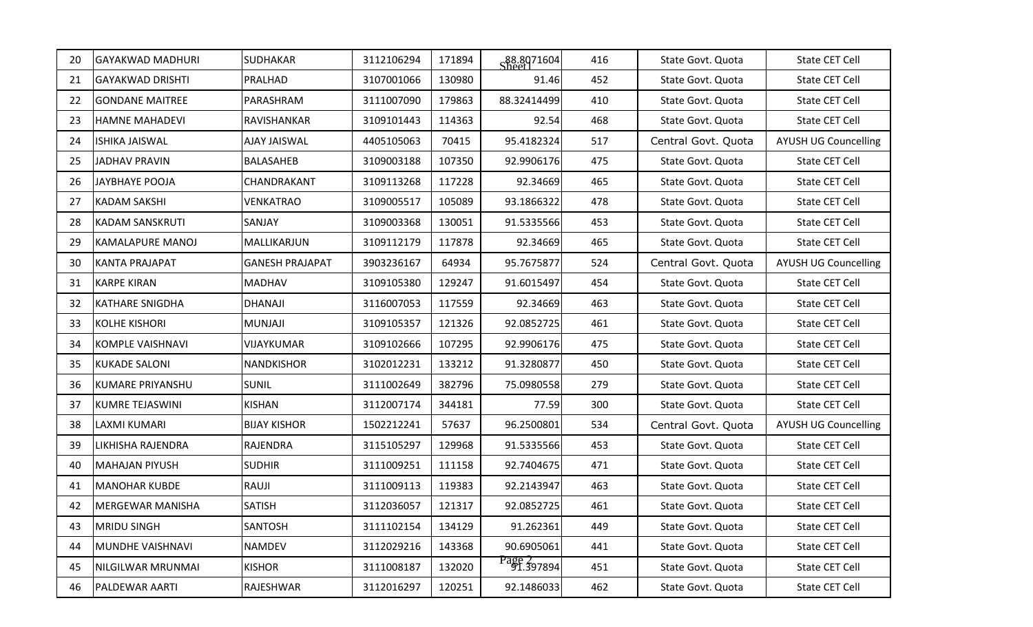| | | | | | | | | |
|---|---|---|---|---|---|---|---|---|
| 20 | GAYAKWAD MADHURI | SUDHAKAR | 3112106294 | 171894 | 88.8071604 | 416 | State Govt. Quota | State CET Cell |
| 21 | GAYAKWAD DRISHTI | PRALHAD | 3107001066 | 130980 | 91.46 | 452 | State Govt. Quota | State CET Cell |
| 22 | GONDANE MAITREE | PARASHRAM | 3111007090 | 179863 | 88.32414499 | 410 | State Govt. Quota | State CET Cell |
| 23 | HAMNE MAHADEVI | RAVISHANKAR | 3109101443 | 114363 | 92.54 | 468 | State Govt. Quota | State CET Cell |
| 24 | ISHIKA JAISWAL | AJAY JAISWAL | 4405105063 | 70415 | 95.4182324 | 517 | Central Govt. Quota | AYUSH UG Councelling |
| 25 | JADHAV PRAVIN | BALASAHEB | 3109003188 | 107350 | 92.9906176 | 475 | State Govt. Quota | State CET Cell |
| 26 | JAYBHAYE POOJA | CHANDRAKANT | 3109113268 | 117228 | 92.34669 | 465 | State Govt. Quota | State CET Cell |
| 27 | KADAM SAKSHI | VENKATRAO | 3109005517 | 105089 | 93.1866322 | 478 | State Govt. Quota | State CET Cell |
| 28 | KADAM SANSKRUTI | SANJAY | 3109003368 | 130051 | 91.5335566 | 453 | State Govt. Quota | State CET Cell |
| 29 | KAMALAPURE MANOJ | MALLIKARJUN | 3109112179 | 117878 | 92.34669 | 465 | State Govt. Quota | State CET Cell |
| 30 | KANTA PRAJAPAT | GANESH PRAJAPAT | 3903236167 | 64934 | 95.7675877 | 524 | Central Govt. Quota | AYUSH UG Councelling |
| 31 | KARPE KIRAN | MADHAV | 3109105380 | 129247 | 91.6015497 | 454 | State Govt. Quota | State CET Cell |
| 32 | KATHARE SNIGDHA | DHANAJI | 3116007053 | 117559 | 92.34669 | 463 | State Govt. Quota | State CET Cell |
| 33 | KOLHE KISHORI | MUNJAJI | 3109105357 | 121326 | 92.0852725 | 461 | State Govt. Quota | State CET Cell |
| 34 | KOMPLE VAISHNAVI | VIJAYKUMAR | 3109102666 | 107295 | 92.9906176 | 475 | State Govt. Quota | State CET Cell |
| 35 | KUKADE SALONI | NANDKISHOR | 3102012231 | 133212 | 91.3280877 | 450 | State Govt. Quota | State CET Cell |
| 36 | KUMARE PRIYANSHU | SUNIL | 3111002649 | 382796 | 75.0980558 | 279 | State Govt. Quota | State CET Cell |
| 37 | KUMRE TEJASWINI | KISHAN | 3112007174 | 344181 | 77.59 | 300 | State Govt. Quota | State CET Cell |
| 38 | LAXMI KUMARI | BIJAY KISHOR | 1502212241 | 57637 | 96.2500801 | 534 | Central Govt. Quota | AYUSH UG Councelling |
| 39 | LIKHISHA RAJENDRA | RAJENDRA | 3115105297 | 129968 | 91.5335566 | 453 | State Govt. Quota | State CET Cell |
| 40 | MAHAJAN PIYUSH | SUDHIR | 3111009251 | 111158 | 92.7404675 | 471 | State Govt. Quota | State CET Cell |
| 41 | MANOHAR KUBDE | RAUJI | 3111009113 | 119383 | 92.2143947 | 463 | State Govt. Quota | State CET Cell |
| 42 | MERGEWAR MANISHA | SATISH | 3112036057 | 121317 | 92.0852725 | 461 | State Govt. Quota | State CET Cell |
| 43 | MRIDU SINGH | SANTOSH | 3111102154 | 134129 | 91.262361 | 449 | State Govt. Quota | State CET Cell |
| 44 | MUNDHE VAISHNAVI | NAMDEV | 3112029216 | 143368 | 90.6905061 | 441 | State Govt. Quota | State CET Cell |
| 45 | NILGILWAR MRUNMAI | KISHOR | 3111008187 | 132020 | 91.397894 | 451 | State Govt. Quota | State CET Cell |
| 46 | PALDEWAR AARTI | RAJESHWAR | 3112016297 | 120251 | 92.1486033 | 462 | State Govt. Quota | State CET Cell |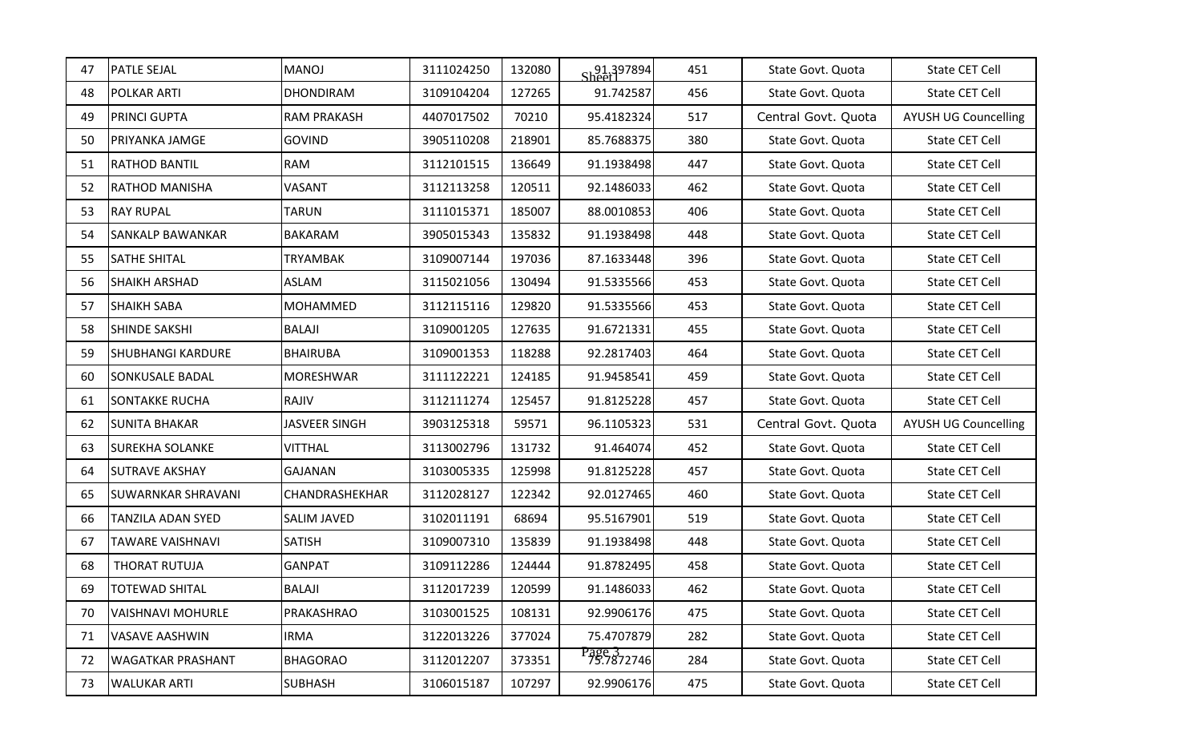| 47 | PATLE SEJAL | MANOJ | 3111024250 | 132080 | 91.397894 | 451 | State Govt. Quota | State CET Cell |
|---|---|---|---|---|---|---|---|---|
| 48 | POLKAR ARTI | DHONDIRAM | 3109104204 | 127265 | 91.742587 | 456 | State Govt. Quota | State CET Cell |
| 49 | PRINCI GUPTA | RAM PRAKASH | 4407017502 | 70210 | 95.4182324 | 517 | Central Govt. Quota | AYUSH UG Councelling |
| 50 | PRIYANKA JAMGE | GOVIND | 3905110208 | 218901 | 85.7688375 | 380 | State Govt. Quota | State CET Cell |
| 51 | RATHOD BANTIL | RAM | 3112101515 | 136649 | 91.1938498 | 447 | State Govt. Quota | State CET Cell |
| 52 | RATHOD MANISHA | VASANT | 3112113258 | 120511 | 92.1486033 | 462 | State Govt. Quota | State CET Cell |
| 53 | RAY RUPAL | TARUN | 3111015371 | 185007 | 88.0010853 | 406 | State Govt. Quota | State CET Cell |
| 54 | SANKALP BAWANKAR | BAKARAM | 3905015343 | 135832 | 91.1938498 | 448 | State Govt. Quota | State CET Cell |
| 55 | SATHE SHITAL | TRYAMBAK | 3109007144 | 197036 | 87.1633448 | 396 | State Govt. Quota | State CET Cell |
| 56 | SHAIKH ARSHAD | ASLAM | 3115021056 | 130494 | 91.5335566 | 453 | State Govt. Quota | State CET Cell |
| 57 | SHAIKH SABA | MOHAMMED | 3112115116 | 129820 | 91.5335566 | 453 | State Govt. Quota | State CET Cell |
| 58 | SHINDE SAKSHI | BALAJI | 3109001205 | 127635 | 91.6721331 | 455 | State Govt. Quota | State CET Cell |
| 59 | SHUBHANGI KARDURE | BHAIRUBA | 3109001353 | 118288 | 92.2817403 | 464 | State Govt. Quota | State CET Cell |
| 60 | SONKUSALE BADAL | MORESHWAR | 3111122221 | 124185 | 91.9458541 | 459 | State Govt. Quota | State CET Cell |
| 61 | SONTAKKE RUCHA | RAJIV | 3112111274 | 125457 | 91.8125228 | 457 | State Govt. Quota | State CET Cell |
| 62 | SUNITA BHAKAR | JASVEER SINGH | 3903125318 | 59571 | 96.1105323 | 531 | Central Govt. Quota | AYUSH UG Councelling |
| 63 | SUREKHA SOLANKE | VITTHAL | 3113002796 | 131732 | 91.464074 | 452 | State Govt. Quota | State CET Cell |
| 64 | SUTRAVE AKSHAY | GAJANAN | 3103005335 | 125998 | 91.8125228 | 457 | State Govt. Quota | State CET Cell |
| 65 | SUWARNKAR SHRAVANI | CHANDRASHEKHAR | 3112028127 | 122342 | 92.0127465 | 460 | State Govt. Quota | State CET Cell |
| 66 | TANZILA ADAN SYED | SALIM JAVED | 3102011191 | 68694 | 95.5167901 | 519 | State Govt. Quota | State CET Cell |
| 67 | TAWARE VAISHNAVI | SATISH | 3109007310 | 135839 | 91.1938498 | 448 | State Govt. Quota | State CET Cell |
| 68 | THORAT RUTUJA | GANPAT | 3109112286 | 124444 | 91.8782495 | 458 | State Govt. Quota | State CET Cell |
| 69 | TOTEWAD SHITAL | BALAJI | 3112017239 | 120599 | 91.1486033 | 462 | State Govt. Quota | State CET Cell |
| 70 | VAISHNAVI MOHURLE | PRAKASHRAO | 3103001525 | 108131 | 92.9906176 | 475 | State Govt. Quota | State CET Cell |
| 71 | VASAVE AASHWIN | IRMA | 3122013226 | 377024 | 75.4707879 | 282 | State Govt. Quota | State CET Cell |
| 72 | WAGATKAR PRASHANT | BHAGORAO | 3112012207 | 373351 | 75.7872746 | 284 | State Govt. Quota | State CET Cell |
| 73 | WALUKAR ARTI | SUBHASH | 3106015187 | 107297 | 92.9906176 | 475 | State Govt. Quota | State CET Cell |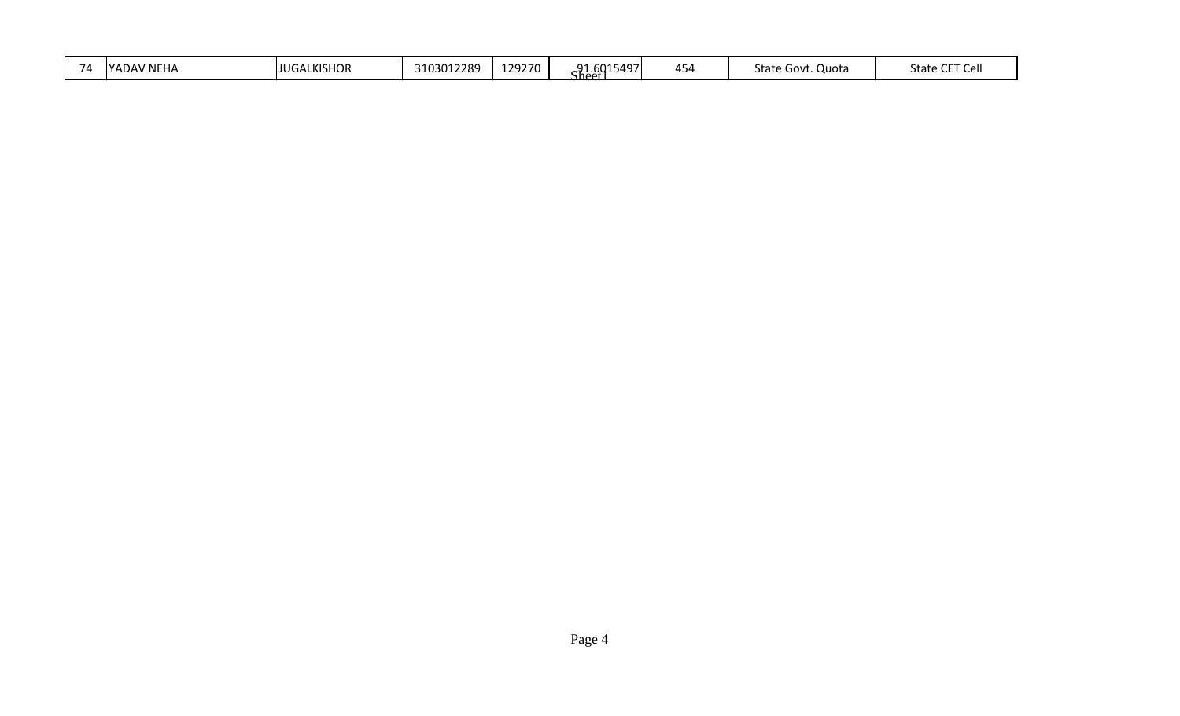| | | | | | | | | |
|---|---|---|---|---|---|---|---|---|
| 74 | YADAV NEHA | JUGALKISHOR | 3103012289 | 129270 | 91.6015497 | 454 | State Govt. Quota | State CET Cell |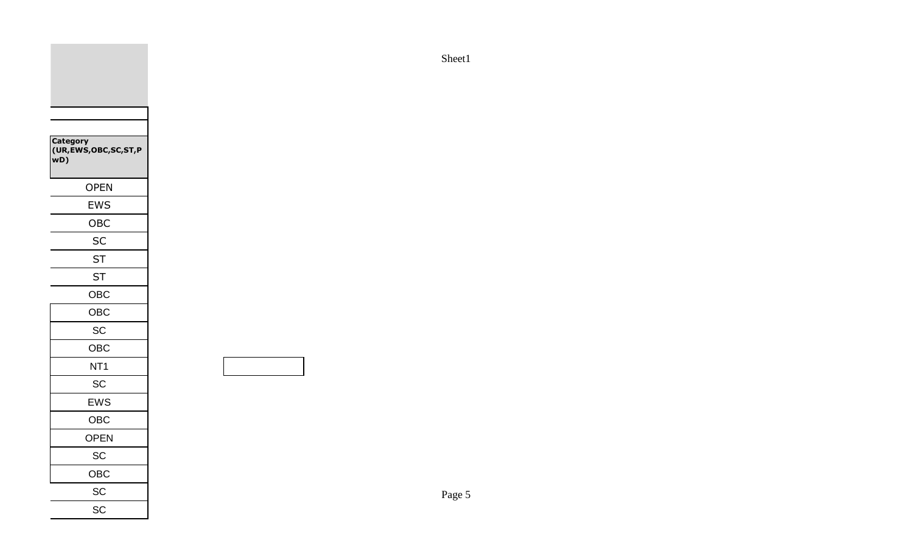| Category (UR,EWS,OBC,SC,ST,PwD) |
| --- |
| OPEN |
| EWS |
| OBC |
| SC |
| ST |
| ST |
| OBC |
| OBC |
| SC |
| OBC |
| NT1 |
| SC |
| EWS |
| OBC |
| OPEN |
| SC |
| OBC |
| SC |
| SC |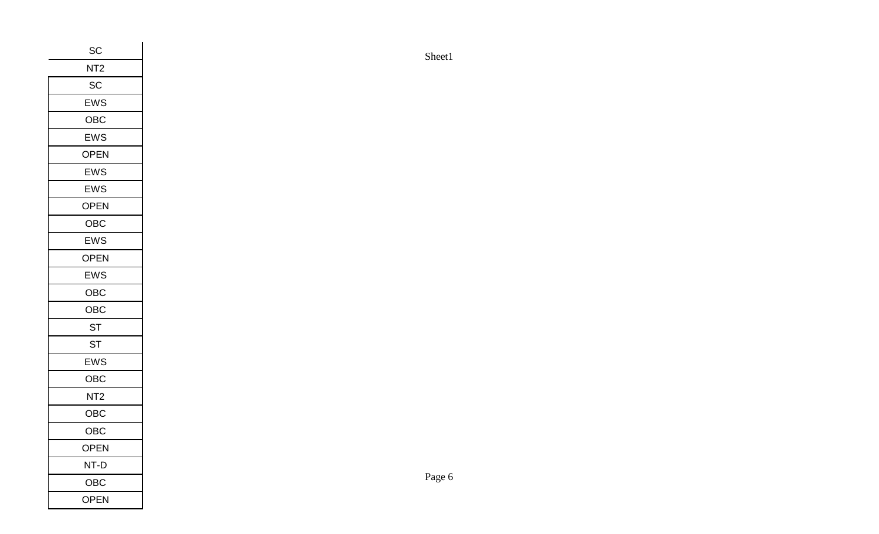| SC |
| --- |
| NT2 |
| SC |
| EWS |
| OBC |
| EWS |
| OPEN |
| EWS |
| EWS |
| OPEN |
| OBC |
| EWS |
| OPEN |
| EWS |
| OBC |
| OBC |
| ST |
| ST |
| EWS |
| OBC |
| NT2 |
| OBC |
| OBC |
| OPEN |
| NT-D |
| OBC |
| OPEN |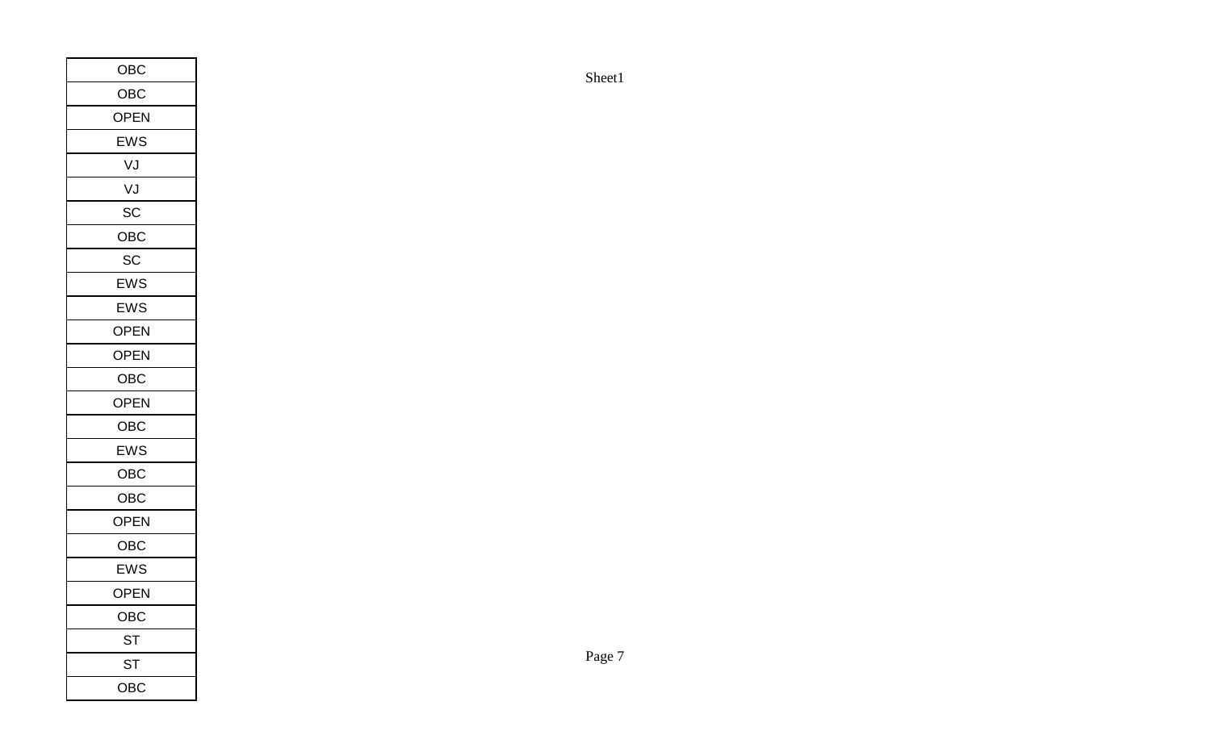| OBC |
|---|
| OBC |
| OPEN |
| EWS |
| VJ |
| VJ |
| SC |
| OBC |
| SC |
| EWS |
| EWS |
| OPEN |
| OPEN |
| OBC |
| OPEN |
| OBC |
| EWS |
| OBC |
| OBC |
| OPEN |
| OBC |
| EWS |
| OPEN |
| OBC |
| ST |
| ST |
| OBC |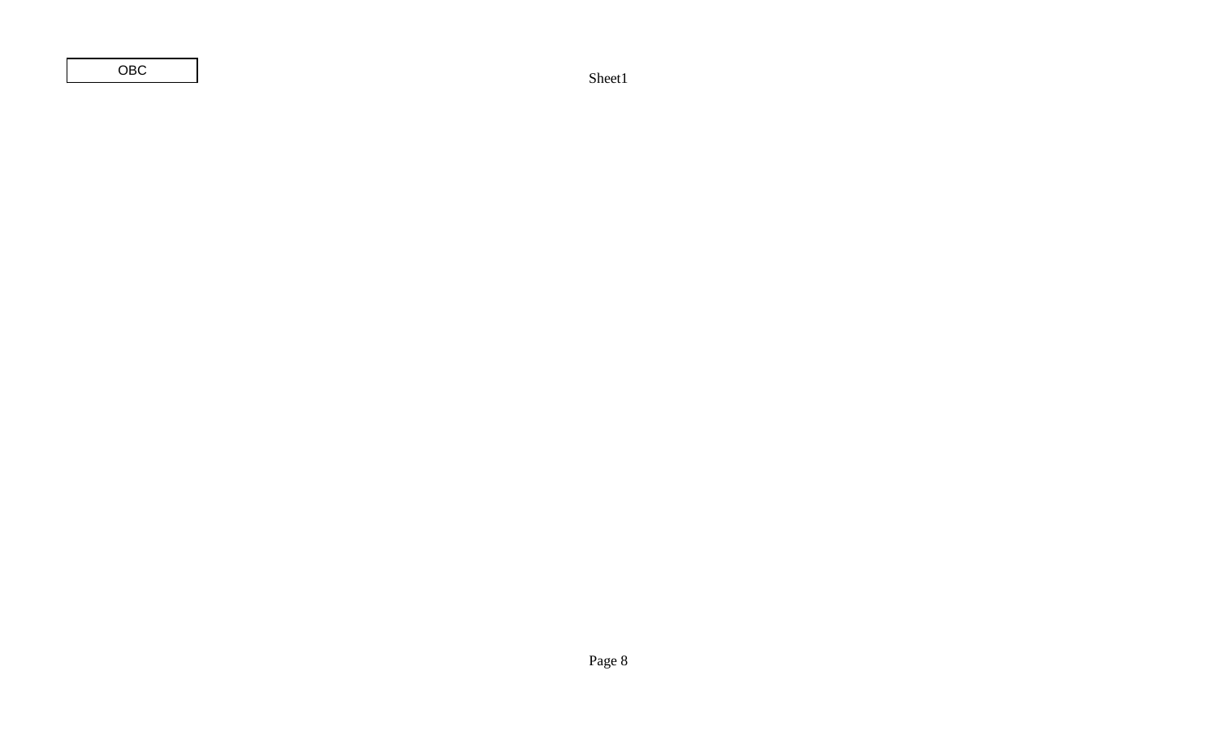OBC